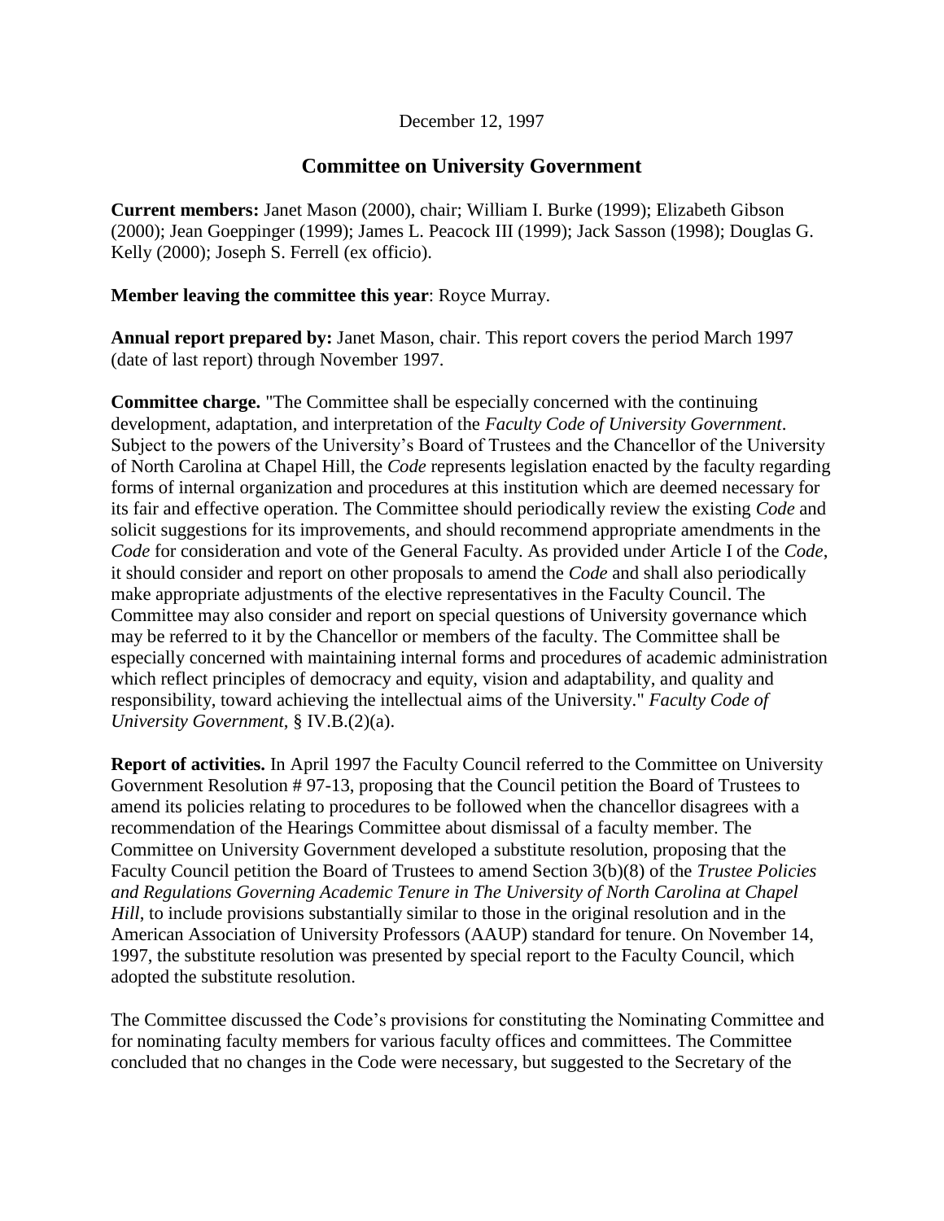December 12, 1997

## Committee on University Government

**Current members:** Janet Mason (2000), chair; William I. Burke (1999); Elizabeth Gibson (2000); Jean Goeppinger (1999); James L. Peacock III (1999); Jack Sasson (1998); Douglas G. Kelly (2000); Joseph S. Ferrell (ex officio).

**Member leaving the committee this year**: Royce Murray.

**Annual report prepared by:** Janet Mason, chair. This report covers the period March 1997 (date of last report) through November 1997.

**Committee charge.** "The Committee shall be especially concerned with the continuing development, adaptation, and interpretation of the *Faculty Code of University Government*. Subject to the powers of the University's Board of Trustees and the Chancellor of the University of North Carolina at Chapel Hill, the *Code* represents legislation enacted by the faculty regarding forms of internal organization and procedures at this institution which are deemed necessary for its fair and effective operation. The Committee should periodically review the existing *Code* and solicit suggestions for its improvements, and should recommend appropriate amendments in the *Code* for consideration and vote of the General Faculty. As provided under Article I of the *Code*, it should consider and report on other proposals to amend the *Code* and shall also periodically make appropriate adjustments of the elective representatives in the Faculty Council. The Committee may also consider and report on special questions of University governance which may be referred to it by the Chancellor or members of the faculty. The Committee shall be especially concerned with maintaining internal forms and procedures of academic administration which reflect principles of democracy and equity, vision and adaptability, and quality and responsibility, toward achieving the intellectual aims of the University." *Faculty Code of University Government*, § IV.B.(2)(a).

**Report of activities.** In April 1997 the Faculty Council referred to the Committee on University Government Resolution # 97-13, proposing that the Council petition the Board of Trustees to amend its policies relating to procedures to be followed when the chancellor disagrees with a recommendation of the Hearings Committee about dismissal of a faculty member. The Committee on University Government developed a substitute resolution, proposing that the Faculty Council petition the Board of Trustees to amend Section 3(b)(8) of the *Trustee Policies and Regulations Governing Academic Tenure in The University of North Carolina at Chapel Hill*, to include provisions substantially similar to those in the original resolution and in the American Association of University Professors (AAUP) standard for tenure. On November 14, 1997, the substitute resolution was presented by special report to the Faculty Council, which adopted the substitute resolution.

The Committee discussed the Code's provisions for constituting the Nominating Committee and for nominating faculty members for various faculty offices and committees. The Committee concluded that no changes in the Code were necessary, but suggested to the Secretary of the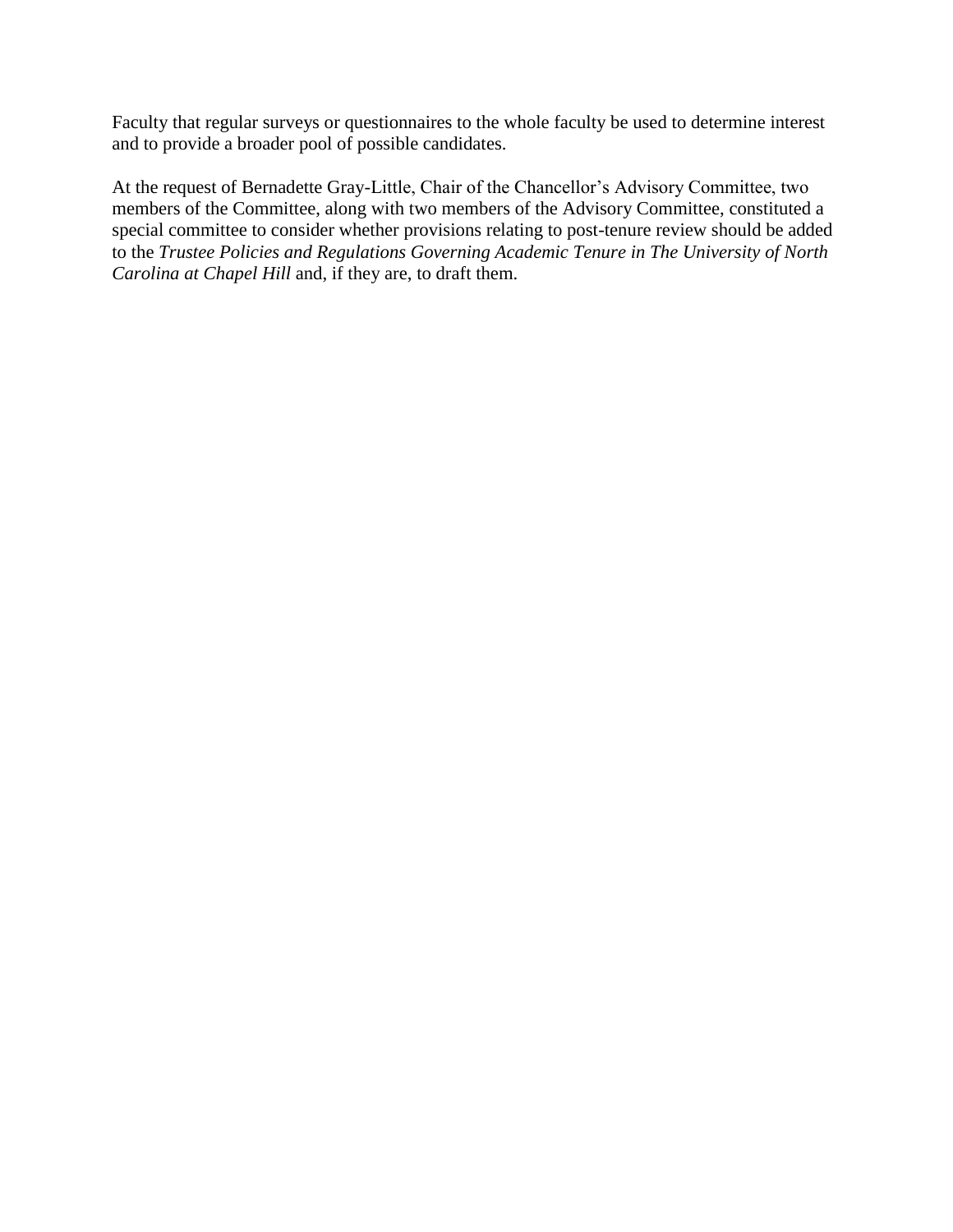Faculty that regular surveys or questionnaires to the whole faculty be used to determine interest and to provide a broader pool of possible candidates.

At the request of Bernadette Gray-Little, Chair of the Chancellor's Advisory Committee, two members of the Committee, along with two members of the Advisory Committee, constituted a special committee to consider whether provisions relating to post-tenure review should be added to the *Trustee Policies and Regulations Governing Academic Tenure in The University of North Carolina at Chapel Hill* and, if they are, to draft them.